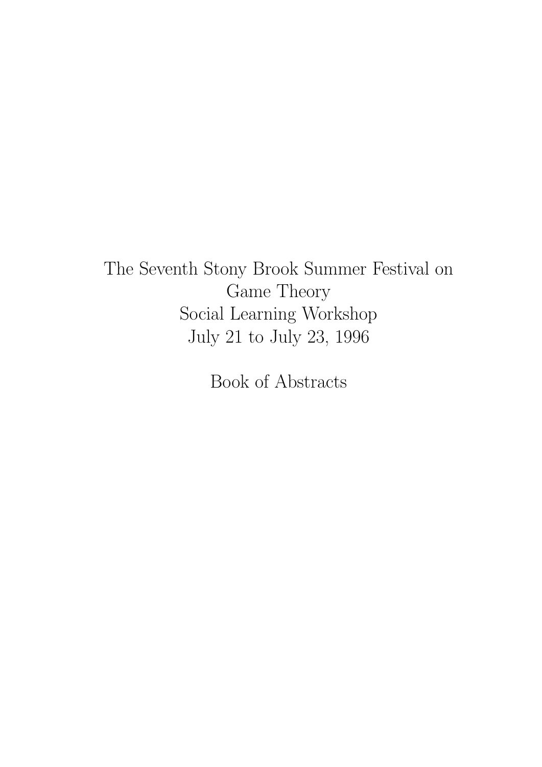# The Seventh Stony Brook Summer Festival on Game Theory

## Social Learning Workshop

July 21 to July 23, 1996

Book of Abstracts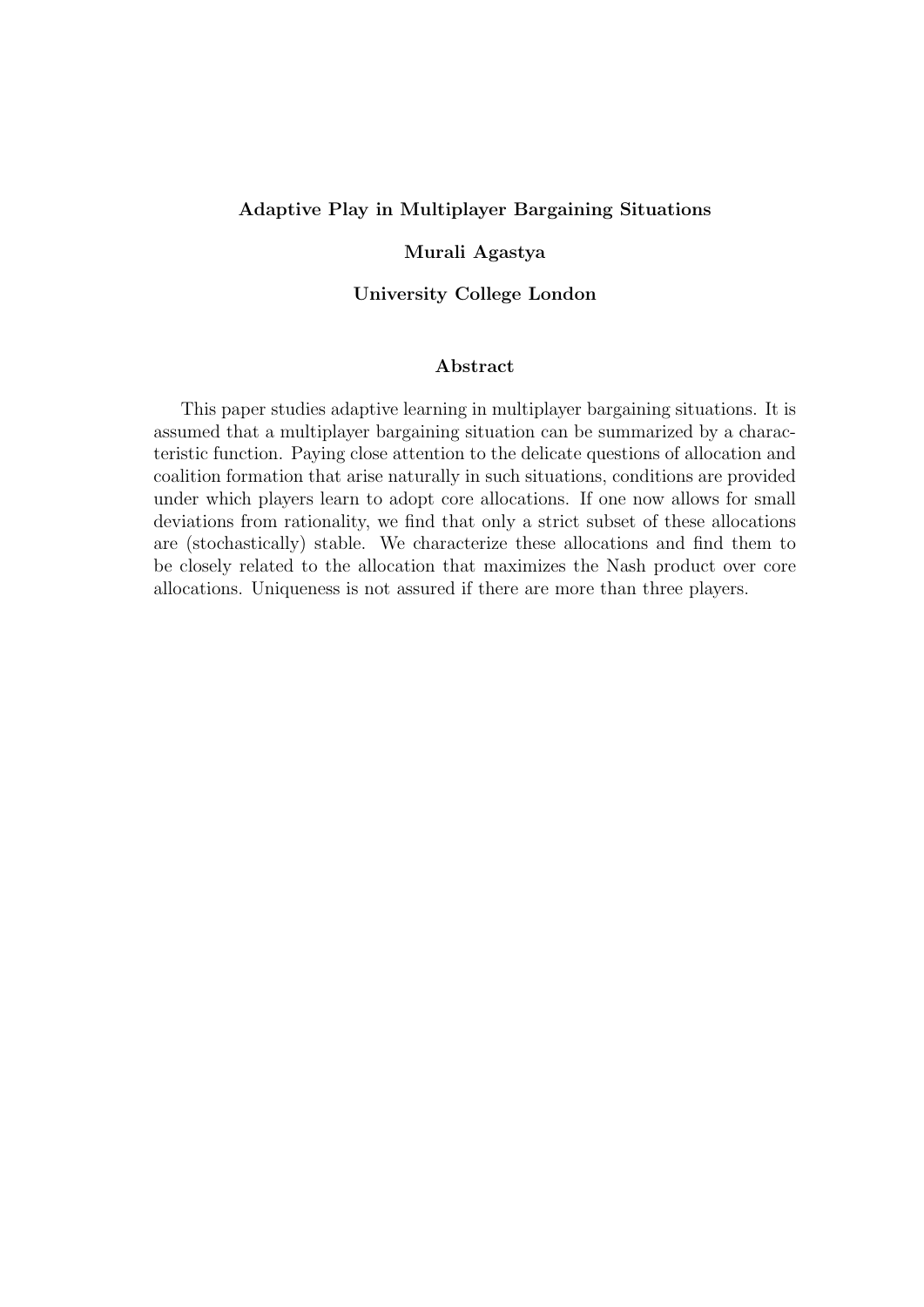**Adaptive Play in Multiplayer Bargaining Situations**

**Murali Agastya**

**University College London**

## Abstract

This paper studies adaptive learning in multiplayer bargaining situations. It is assumed that a multiplayer bargaining situation can be summarized by a characteristic function. Paying close attention to the delicate questions of allocation and coalition formation that arise naturally in such situations, conditions are provided under which players learn to adopt core allocations. If one now allows for small deviations from rationality, we find that only a strict subset of these allocations are (stochastically) stable. We characterize these allocations and find them to be closely related to the allocation that maximizes the Nash product over core allocations. Uniqueness is not assured if there are more than three players.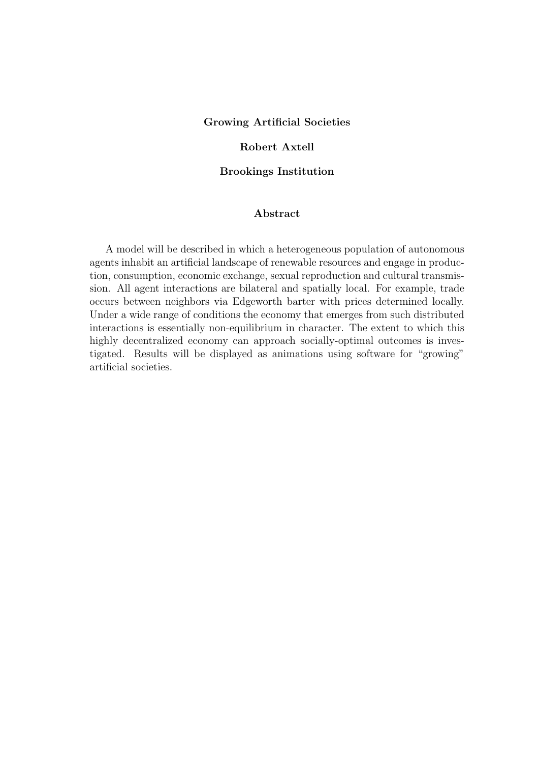# Growing Artificial Societies

**Robert Axtell**

**Brookings Institution**

## Abstract

A model will be described in which a heterogeneous population of autonomous agents inhabit an artificial landscape of renewable resources and engage in production, consumption, economic exchange, sexual reproduction and cultural transmission. All agent interactions are bilateral and spatially local. For example, trade occurs between neighbors via Edgeworth barter with prices determined locally. Under a wide range of conditions the economy that emerges from such distributed interactions is essentially non-equilibrium in character. The extent to which this highly decentralized economy can approach socially-optimal outcomes is investigated. Results will be displayed as animations using software for "growing" artificial societies.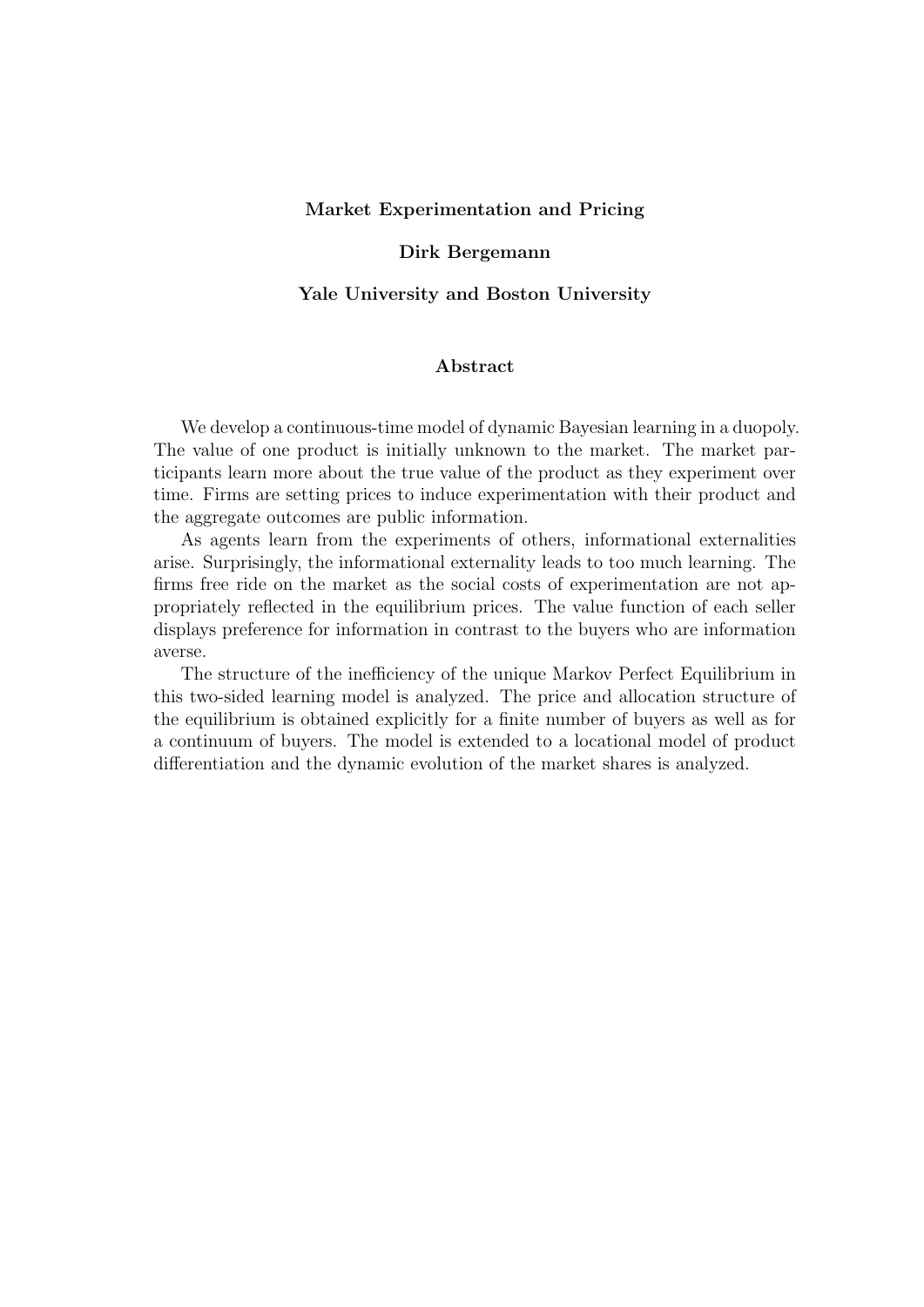**Market Experimentation and Pricing**

**Dirk Bergemann**

**Yale University and Boston University**

**Abstract**

We develop a continuous-time model of dynamic Bayesian learning in a duopoly. The value of one product is initially unknown to the market. The market participants learn more about the true value of the product as they experiment over time. Firms are setting prices to induce experimentation with their product and the aggregate outcomes are public information.

As agents learn from the experiments of others, informational externalities arise. Surprisingly, the informational externality leads to too much learning. The firms free ride on the market as the social costs of experimentation are not appropriately reflected in the equilibrium prices. The value function of each seller displays preference for information in contrast to the buyers who are information averse.

The structure of the inefficiency of the unique Markov Perfect Equilibrium in this two-sided learning model is analyzed. The price and allocation structure of the equilibrium is obtained explicitly for a finite number of buyers as well as for a continuum of buyers. The model is extended to a locational model of product differentiation and the dynamic evolution of the market shares is analyzed.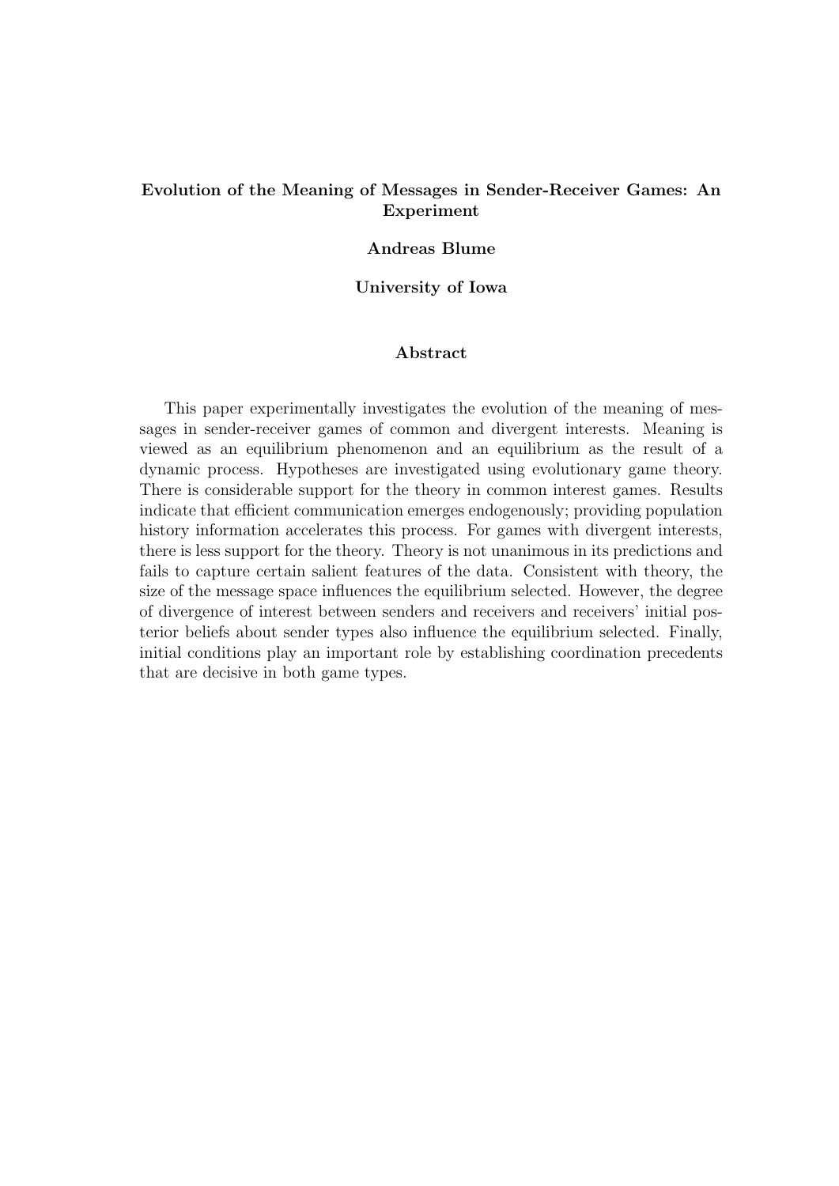**Evolution of the Meaning of Messages in Sender-Receiver Games: An Experiment**

**Andreas Blume**

**University of Iowa**

**Abstract**

This paper experimentally investigates the evolution of the meaning of messages in sender-receiver games of common and divergent interests. Meaning is viewed as an equilibrium phenomenon and an equilibrium as the result of a dynamic process. Hypotheses are investigated using evolutionary game theory. There is considerable support for the theory in common interest games. Results indicate that efficient communication emerges endogenously; providing population history information accelerates this process. For games with divergent interests, there is less support for the theory. Theory is not unanimous in its predictions and fails to capture certain salient features of the data. Consistent with theory, the size of the message space influences the equilibrium selected. However, the degree of divergence of interest between senders and receivers and receivers' initial posterior beliefs about sender types also influence the equilibrium selected. Finally, initial conditions play an important role by establishing coordination precedents that are decisive in both game types.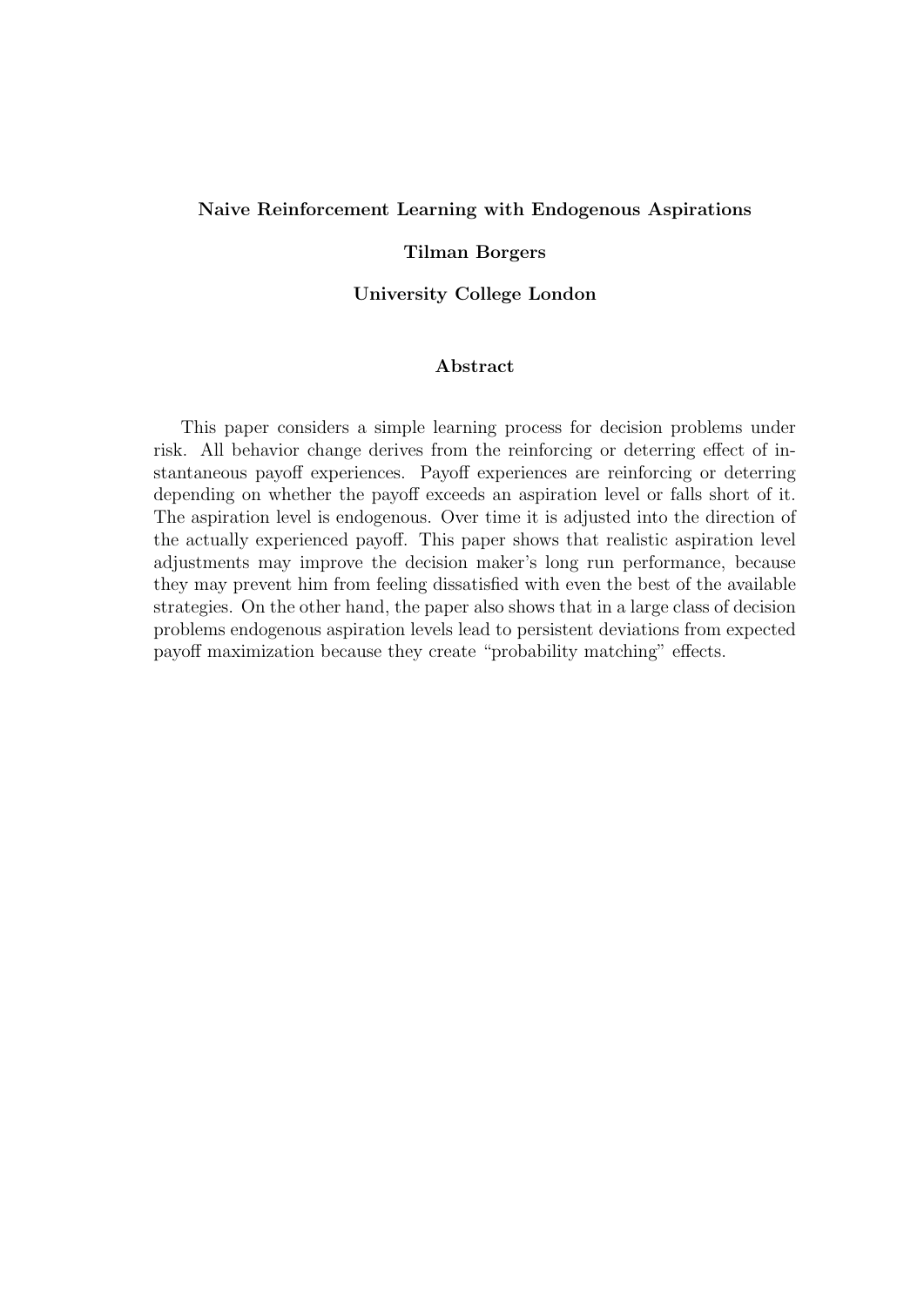**Naive Reinforcement Learning with Endogenous Aspirations**

**Tilman Borgers**

**University College London**

**Abstract**

This paper considers a simple learning process for decision problems under risk. All behavior change derives from the reinforcing or deterring effect of instantaneous payoff experiences. Payoff experiences are reinforcing or deterring depending on whether the payoff exceeds an aspiration level or falls short of it. The aspiration level is endogenous. Over time it is adjusted into the direction of the actually experienced payoff. This paper shows that realistic aspiration level adjustments may improve the decision maker's long run performance, because they may prevent him from feeling dissatisfied with even the best of the available strategies. On the other hand, the paper also shows that in a large class of decision problems endogenous aspiration levels lead to persistent deviations from expected payoff maximization because they create "probability matching" effects.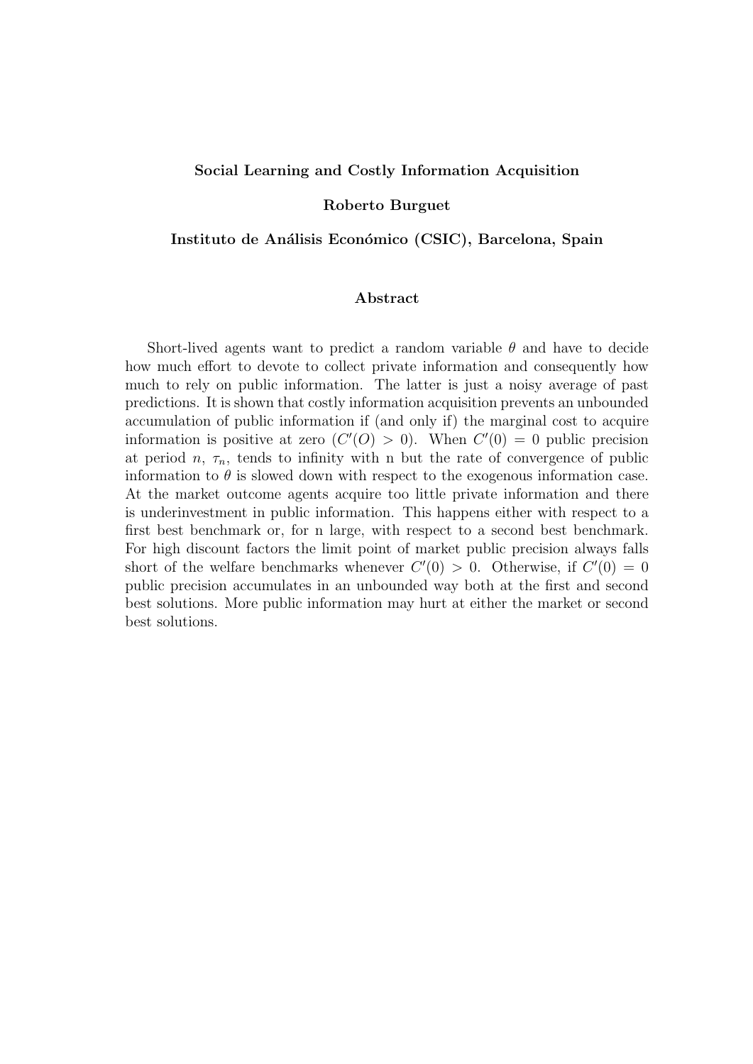**Social Learning and Costly Information Acquisition**

**Roberto Burguet**

**Instituto de Análisis Económico (CSIC), Barcelona, Spain**

## Abstract

Short-lived agents want to predict a random variable $\theta$ and have to decide how much effort to devote to collect private information and consequently how much to rely on public information. The latter is just a noisy average of past predictions. It is shown that costly information acquisition prevents an unbounded accumulation of public information if (and only if) the marginal cost to acquire information is positive at zero ($C'(O) > 0$). When $C'(0) = 0$ public precision at period $n$, $\tau_n$, tends to infinity with n but the rate of convergence of public information to $\theta$ is slowed down with respect to the exogenous information case. At the market outcome agents acquire too little private information and there is underinvestment in public information. This happens either with respect to a first best benchmark or, for n large, with respect to a second best benchmark. For high discount factors the limit point of market public precision always falls short of the welfare benchmarks whenever $C'(0) > 0$. Otherwise, if $C'(0) = 0$ public precision accumulates in an unbounded way both at the first and second best solutions. More public information may hurt at either the market or second best solutions.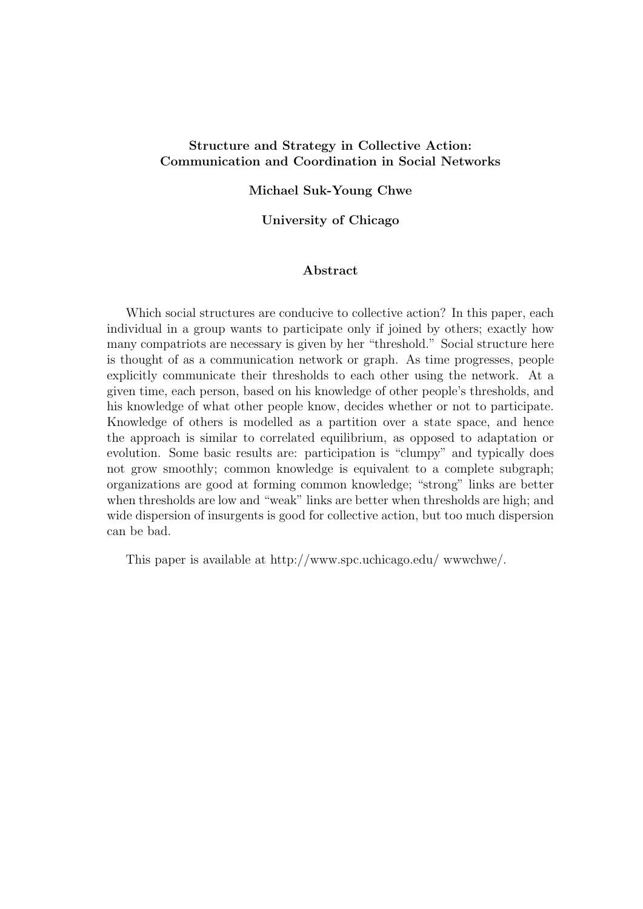**Structure and Strategy in Collective Action: Communication and Coordination in Social Networks**

**Michael Suk-Young Chwe**

**University of Chicago**

**Abstract**

Which social structures are conducive to collective action? In this paper, each individual in a group wants to participate only if joined by others; exactly how many compatriots are necessary is given by her "threshold." Social structure here is thought of as a communication network or graph. As time progresses, people explicitly communicate their thresholds to each other using the network. At a given time, each person, based on his knowledge of other people's thresholds, and his knowledge of what other people know, decides whether or not to participate. Knowledge of others is modelled as a partition over a state space, and hence the approach is similar to correlated equilibrium, as opposed to adaptation or evolution. Some basic results are: participation is "clumpy" and typically does not grow smoothly; common knowledge is equivalent to a complete subgraph; organizations are good at forming common knowledge; "strong" links are better when thresholds are low and "weak" links are better when thresholds are high; and wide dispersion of insurgents is good for collective action, but too much dispersion can be bad.

This paper is available at http://www.spc.uchicago.edu/ wwwchwe/.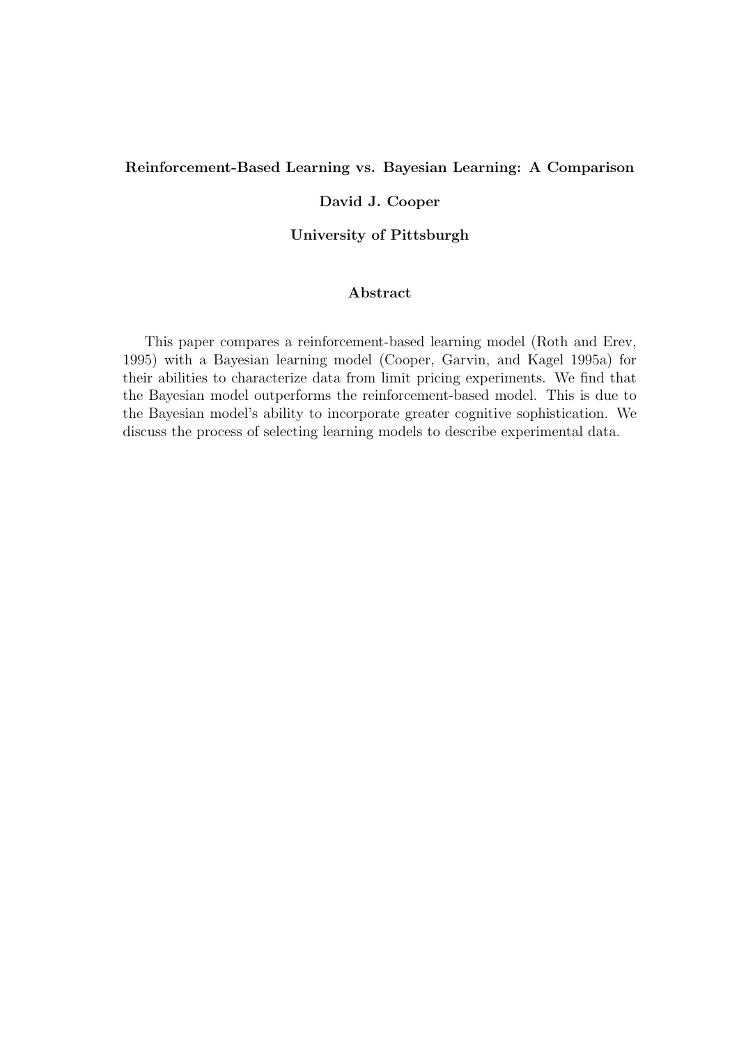**Reinforcement-Based Learning vs. Bayesian Learning: A Comparison**

**David J. Cooper**

**University of Pittsburgh**

**Abstract**

This paper compares a reinforcement-based learning model (Roth and Erev, 1995) with a Bayesian learning model (Cooper, Garvin, and Kagel 1995a) for their abilities to characterize data from limit pricing experiments. We find that the Bayesian model outperforms the reinforcement-based model. This is due to the Bayesian model's ability to incorporate greater cognitive sophistication. We discuss the process of selecting learning models to describe experimental data.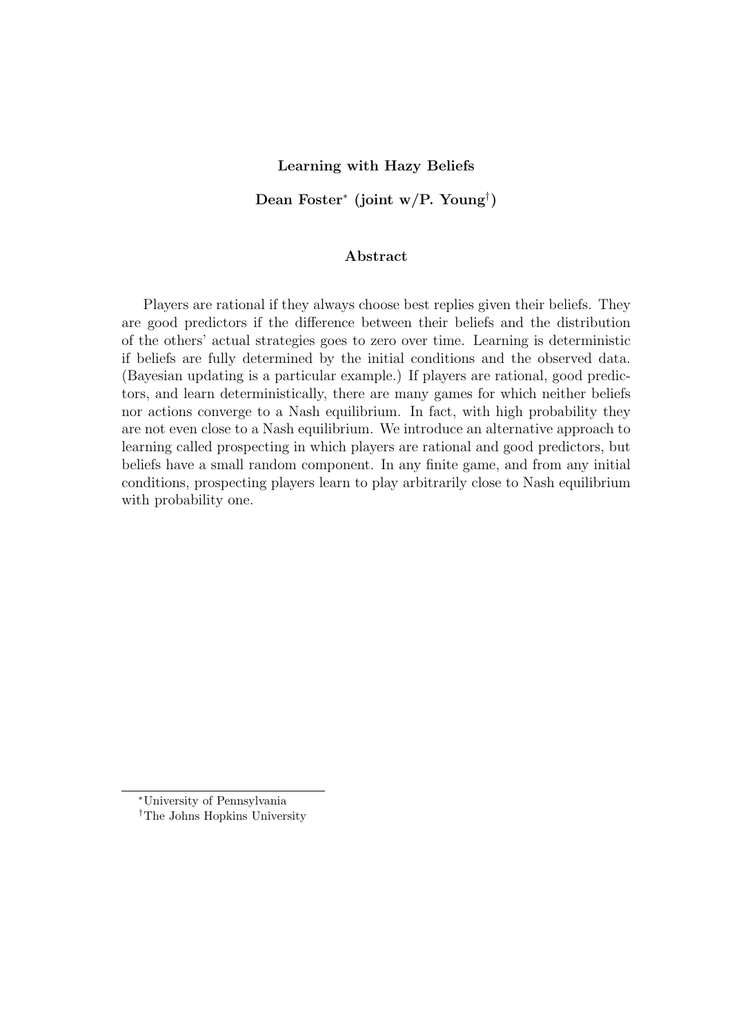**Learning with Hazy Beliefs**

**Dean Foster[*] (joint w/P. Young[†])**

**Abstract**

Players are rational if they always choose best replies given their beliefs. They are good predictors if the difference between their beliefs and the distribution of the others' actual strategies goes to zero over time. Learning is deterministic if beliefs are fully determined by the initial conditions and the observed data. (Bayesian updating is a particular example.) If players are rational, good predictors, and learn deterministically, there are many games for which neither beliefs nor actions converge to a Nash equilibrium. In fact, with high probability they are not even close to a Nash equilibrium. We introduce an alternative approach to learning called prospecting in which players are rational and good predictors, but beliefs have a small random component. In any finite game, and from any initial conditions, prospecting players learn to play arbitrarily close to Nash equilibrium with probability one.

[*] University of Pennsylvania

[†] The Johns Hopkins University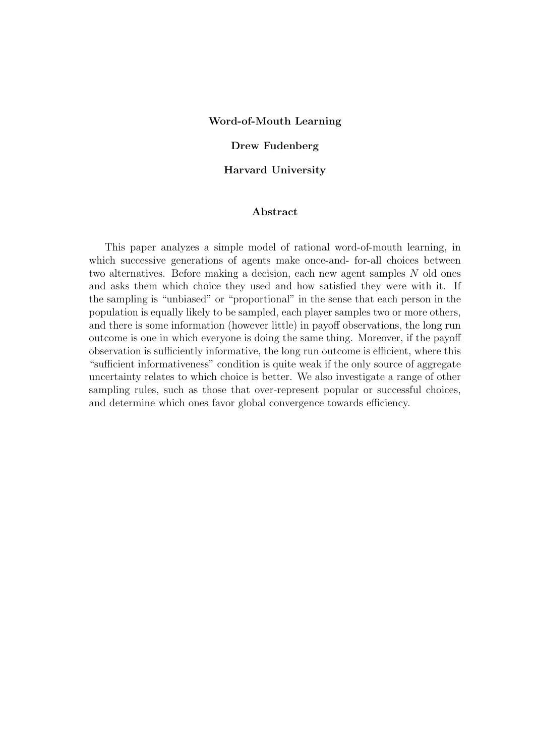**Word-of-Mouth Learning**

**Drew Fudenberg**

**Harvard University**

**Abstract**

This paper analyzes a simple model of rational word-of-mouth learning, in which successive generations of agents make once-and- for-all choices between two alternatives. Before making a decision, each new agent samples $N$ old ones and asks them which choice they used and how satisfied they were with it. If the sampling is "unbiased" or "proportional" in the sense that each person in the population is equally likely to be sampled, each player samples two or more others, and there is some information (however little) in payoff observations, the long run outcome is one in which everyone is doing the same thing. Moreover, if the payoff observation is sufficiently informative, the long run outcome is efficient, where this "sufficient informativeness" condition is quite weak if the only source of aggregate uncertainty relates to which choice is better. We also investigate a range of other sampling rules, such as those that over-represent popular or successful choices, and determine which ones favor global convergence towards efficiency.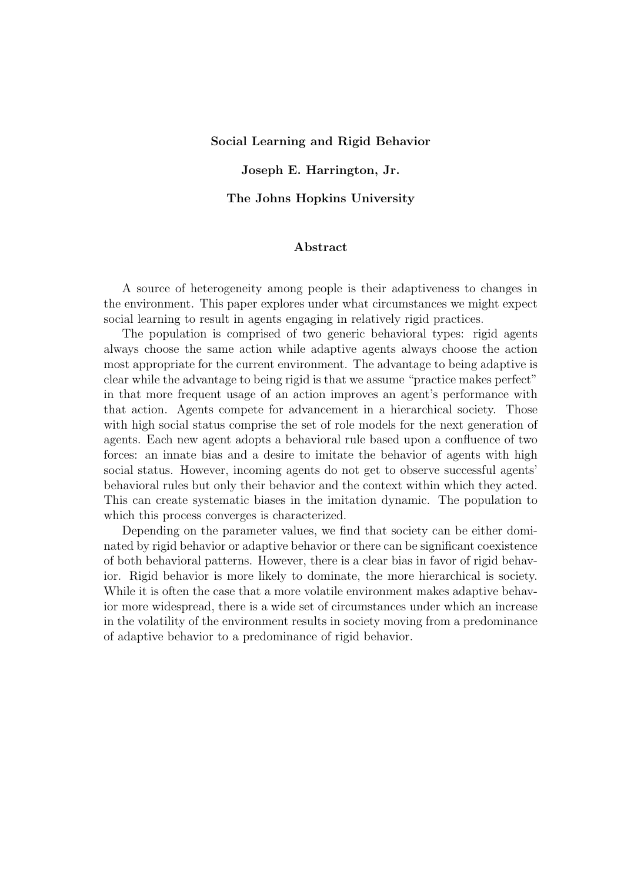**Social Learning and Rigid Behavior**

**Joseph E. Harrington, Jr.**

**The Johns Hopkins University**

**Abstract**

A source of heterogeneity among people is their adaptiveness to changes in the environment. This paper explores under what circumstances we might expect social learning to result in agents engaging in relatively rigid practices.

The population is comprised of two generic behavioral types: rigid agents always choose the same action while adaptive agents always choose the action most appropriate for the current environment. The advantage to being adaptive is clear while the advantage to being rigid is that we assume "practice makes perfect" in that more frequent usage of an action improves an agent's performance with that action. Agents compete for advancement in a hierarchical society. Those with high social status comprise the set of role models for the next generation of agents. Each new agent adopts a behavioral rule based upon a confluence of two forces: an innate bias and a desire to imitate the behavior of agents with high social status. However, incoming agents do not get to observe successful agents' behavioral rules but only their behavior and the context within which they acted. This can create systematic biases in the imitation dynamic. The population to which this process converges is characterized.

Depending on the parameter values, we find that society can be either dominated by rigid behavior or adaptive behavior or there can be significant coexistence of both behavioral patterns. However, there is a clear bias in favor of rigid behavior. Rigid behavior is more likely to dominate, the more hierarchical is society. While it is often the case that a more volatile environment makes adaptive behavior more widespread, there is a wide set of circumstances under which an increase in the volatility of the environment results in society moving from a predominance of adaptive behavior to a predominance of rigid behavior.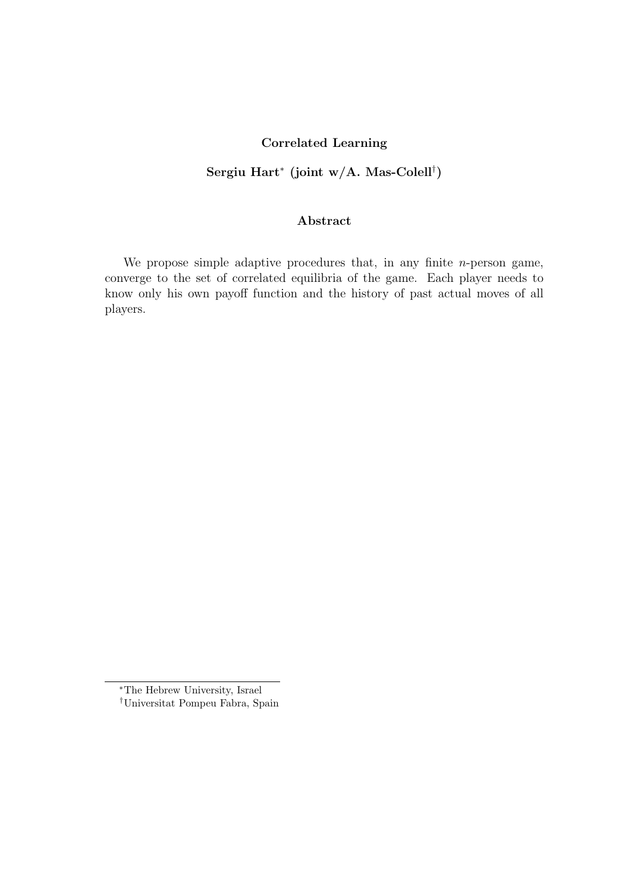**Correlated Learning**

**Sergiu Hart[*] (joint w/A. Mas-Colell[†])**

**Abstract**

We propose simple adaptive procedures that, in any finite $n$-person game, converge to the set of correlated equilibria of the game. Each player needs to know only his own payoff function and the history of past actual moves of all players.

[*]The Hebrew University, Israel

[†]Universitat Pompeu Fabra, Spain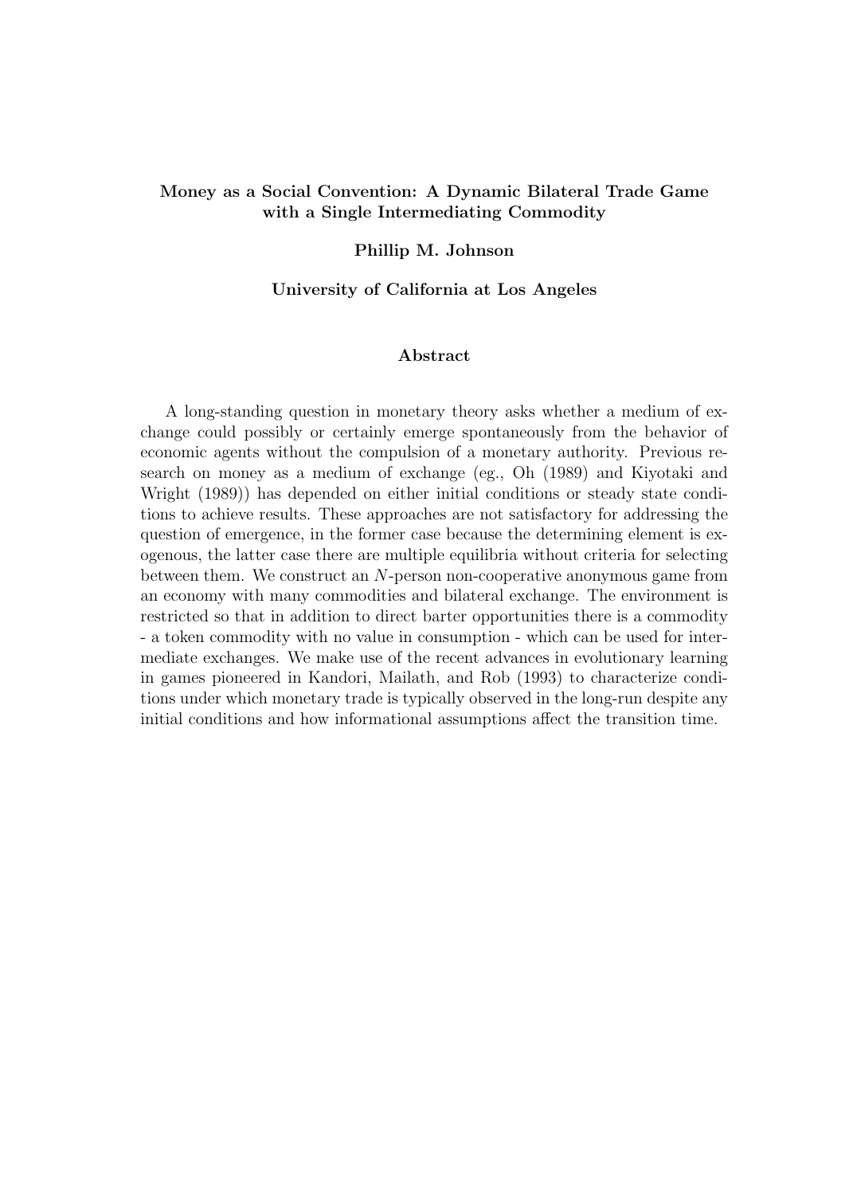**Money as a Social Convention: A Dynamic Bilateral Trade Game with a Single Intermediating Commodity**

**Phillip M. Johnson**

**University of California at Los Angeles**

**Abstract**

A long-standing question in monetary theory asks whether a medium of exchange could possibly or certainly emerge spontaneously from the behavior of economic agents without the compulsion of a monetary authority. Previous research on money as a medium of exchange (eg., Oh (1989) and Kiyotaki and Wright (1989)) has depended on either initial conditions or steady state conditions to achieve results. These approaches are not satisfactory for addressing the question of emergence, in the former case because the determining element is exogenous, the latter case there are multiple equilibria without criteria for selecting between them. We construct an $N$-person non-cooperative anonymous game from an economy with many commodities and bilateral exchange. The environment is restricted so that in addition to direct barter opportunities there is a commodity - a token commodity with no value in consumption - which can be used for intermediate exchanges. We make use of the recent advances in evolutionary learning in games pioneered in Kandori, Mailath, and Rob (1993) to characterize conditions under which monetary trade is typically observed in the long-run despite any initial conditions and how informational assumptions affect the transition time.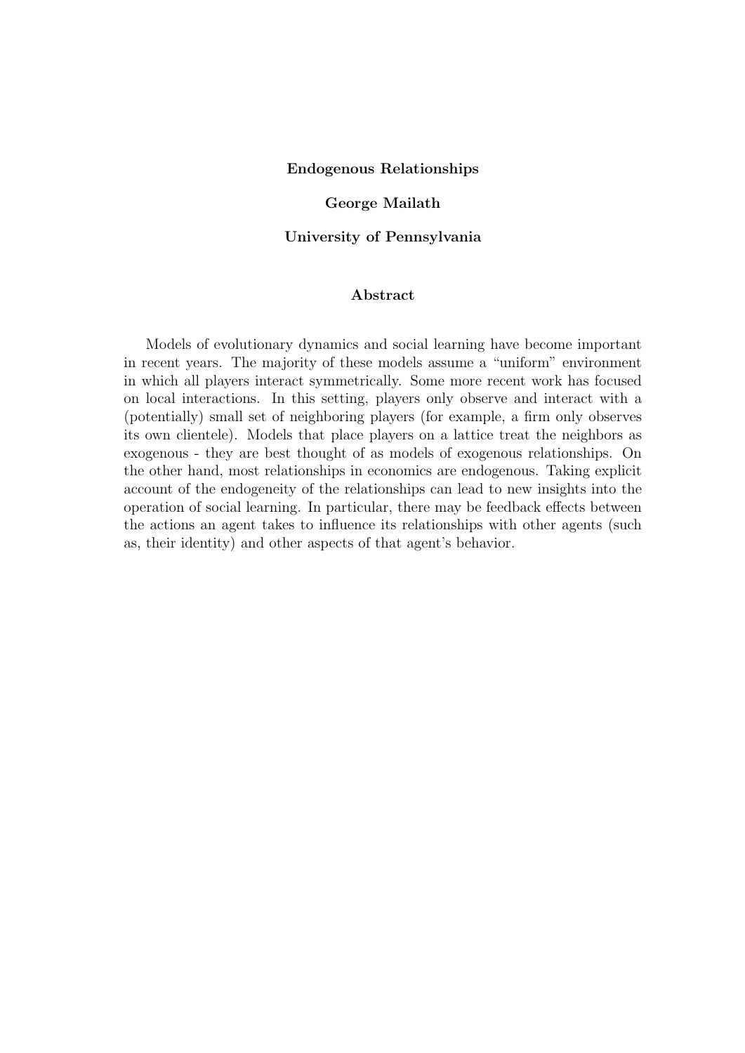**Endogenous Relationships**

**George Mailath**

**University of Pennsylvania**

**Abstract**

Models of evolutionary dynamics and social learning have become important in recent years. The majority of these models assume a "uniform" environment in which all players interact symmetrically. Some more recent work has focused on local interactions. In this setting, players only observe and interact with a (potentially) small set of neighboring players (for example, a firm only observes its own clientele). Models that place players on a lattice treat the neighbors as exogenous - they are best thought of as models of exogenous relationships. On the other hand, most relationships in economics are endogenous. Taking explicit account of the endogeneity of the relationships can lead to new insights into the operation of social learning. In particular, there may be feedback effects between the actions an agent takes to influence its relationships with other agents (such as, their identity) and other aspects of that agent's behavior.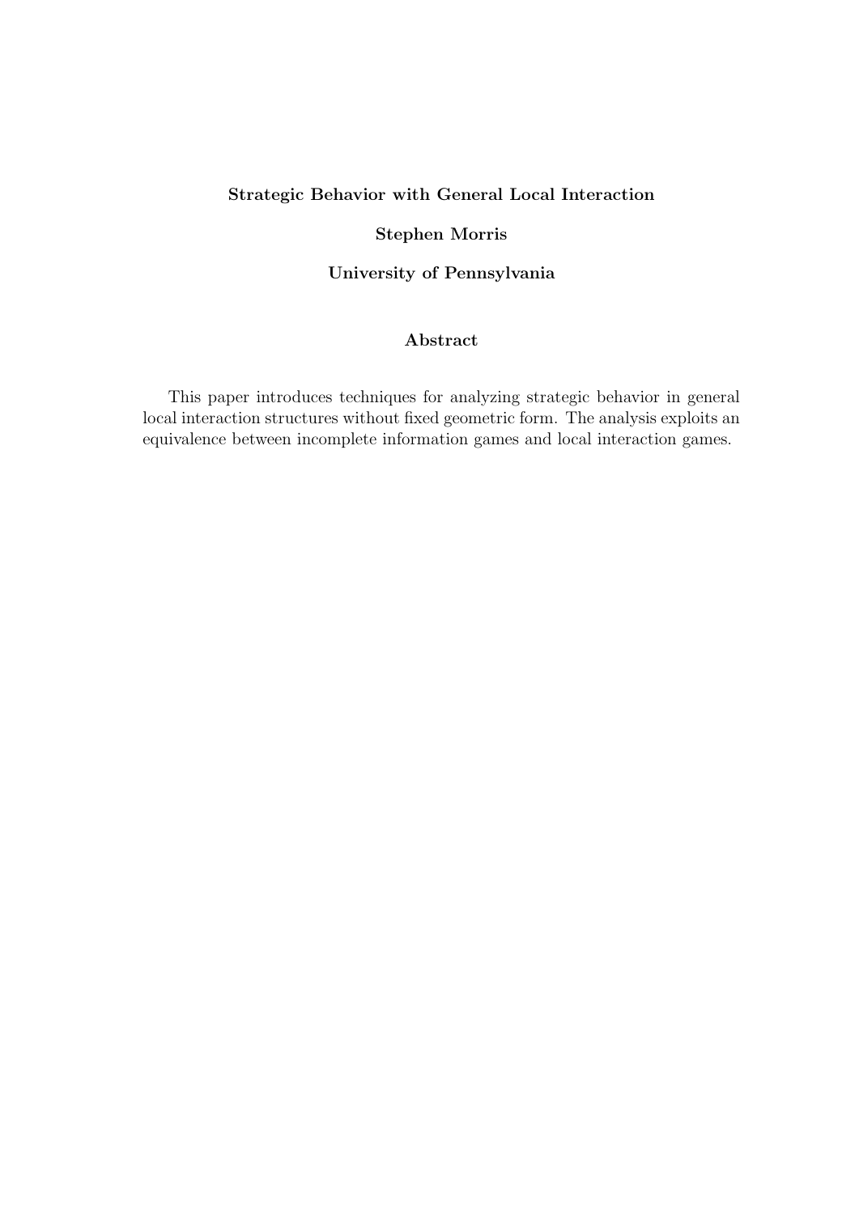**Strategic Behavior with General Local Interaction**

**Stephen Morris**

**University of Pennsylvania**

## Abstract

This paper introduces techniques for analyzing strategic behavior in general local interaction structures without fixed geometric form. The analysis exploits an equivalence between incomplete information games and local interaction games.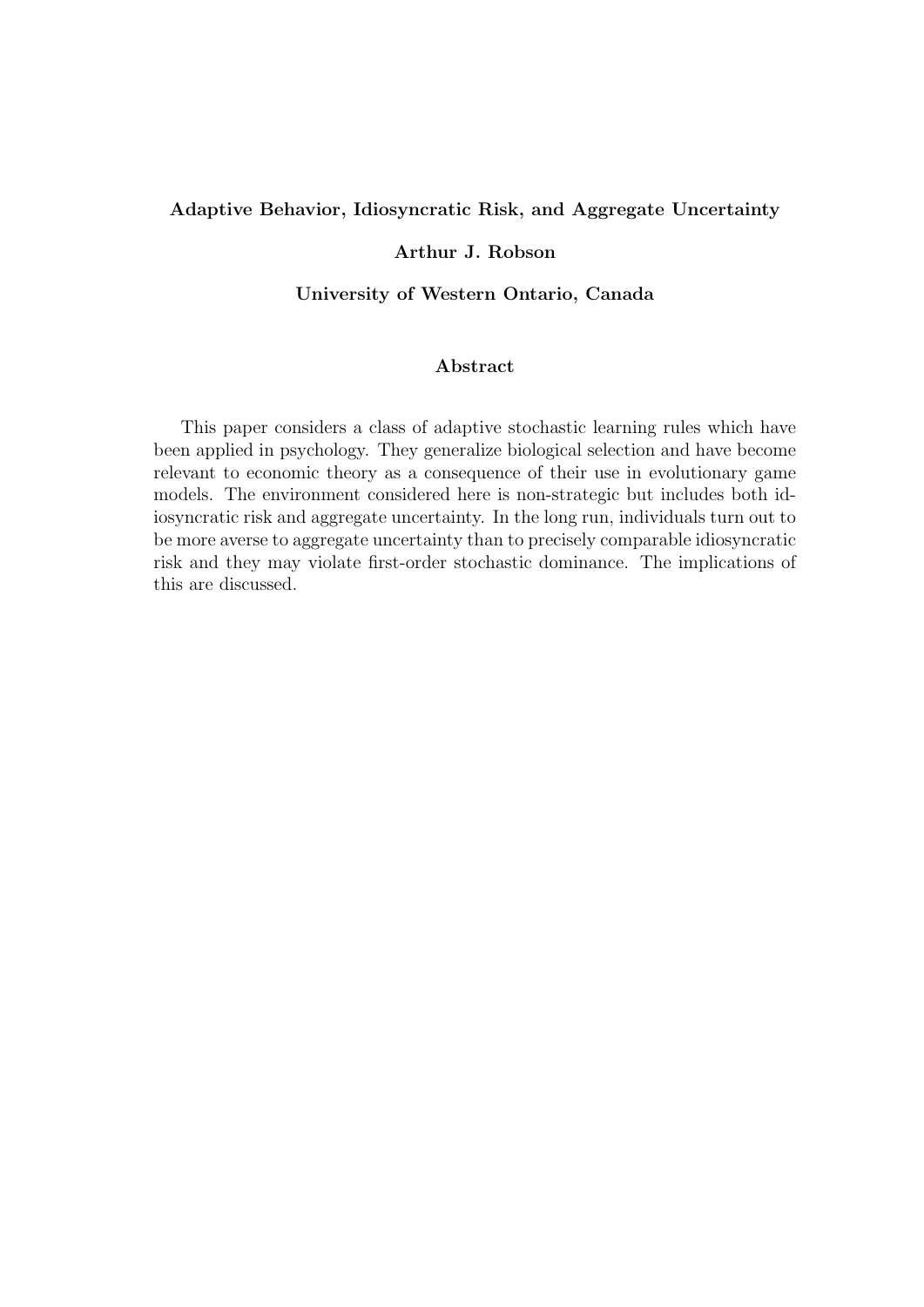**Adaptive Behavior, Idiosyncratic Risk, and Aggregate Uncertainty**

**Arthur J. Robson**

**University of Western Ontario, Canada**

**Abstract**

This paper considers a class of adaptive stochastic learning rules which have been applied in psychology. They generalize biological selection and have become relevant to economic theory as a consequence of their use in evolutionary game models. The environment considered here is non-strategic but includes both idiosyncratic risk and aggregate uncertainty. In the long run, individuals turn out to be more averse to aggregate uncertainty than to precisely comparable idiosyncratic risk and they may violate first-order stochastic dominance. The implications of this are discussed.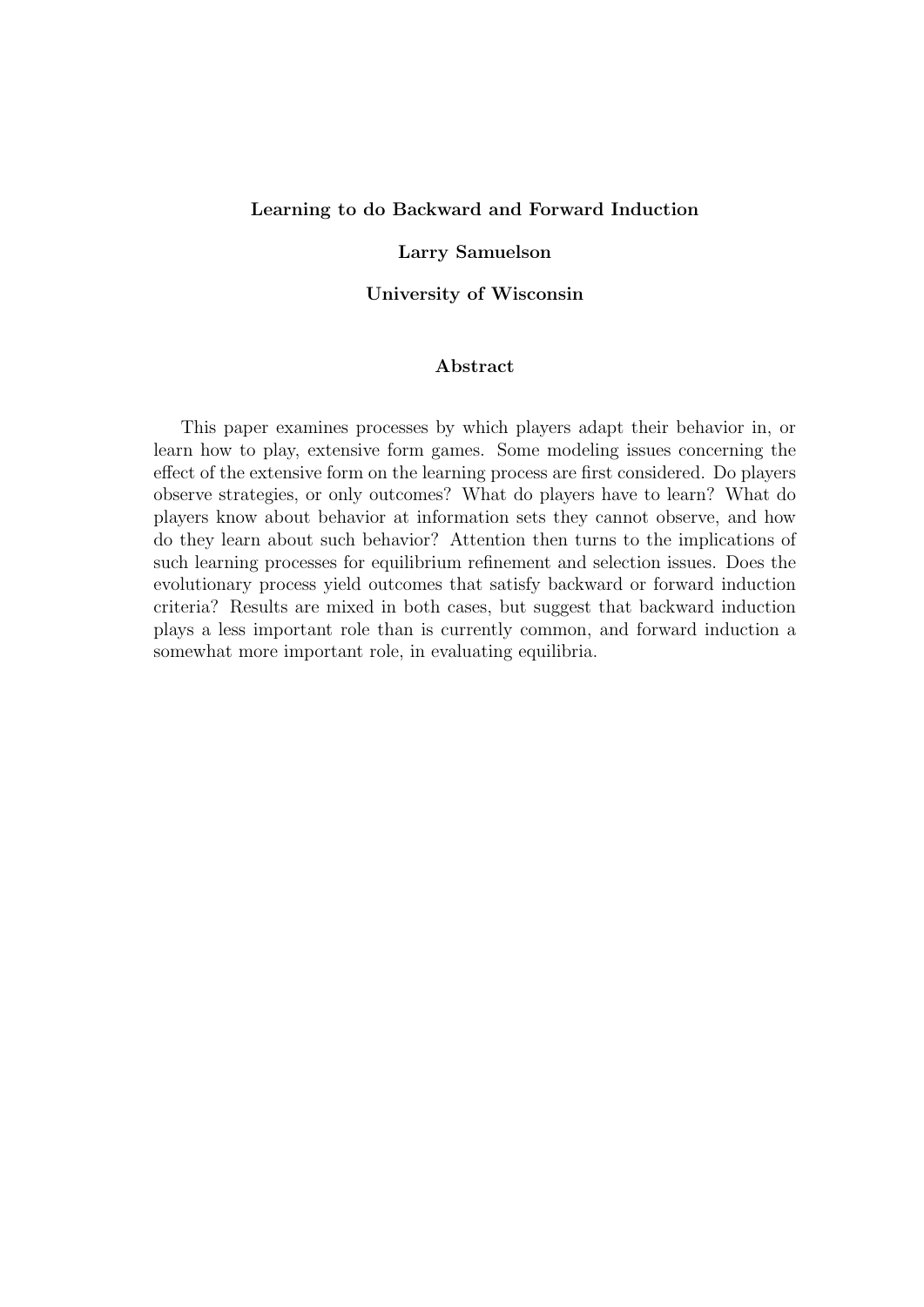**Learning to do Backward and Forward Induction**

**Larry Samuelson**

**University of Wisconsin**

**Abstract**

This paper examines processes by which players adapt their behavior in, or learn how to play, extensive form games. Some modeling issues concerning the effect of the extensive form on the learning process are first considered. Do players observe strategies, or only outcomes? What do players have to learn? What do players know about behavior at information sets they cannot observe, and how do they learn about such behavior? Attention then turns to the implications of such learning processes for equilibrium refinement and selection issues. Does the evolutionary process yield outcomes that satisfy backward or forward induction criteria? Results are mixed in both cases, but suggest that backward induction plays a less important role than is currently common, and forward induction a somewhat more important role, in evaluating equilibria.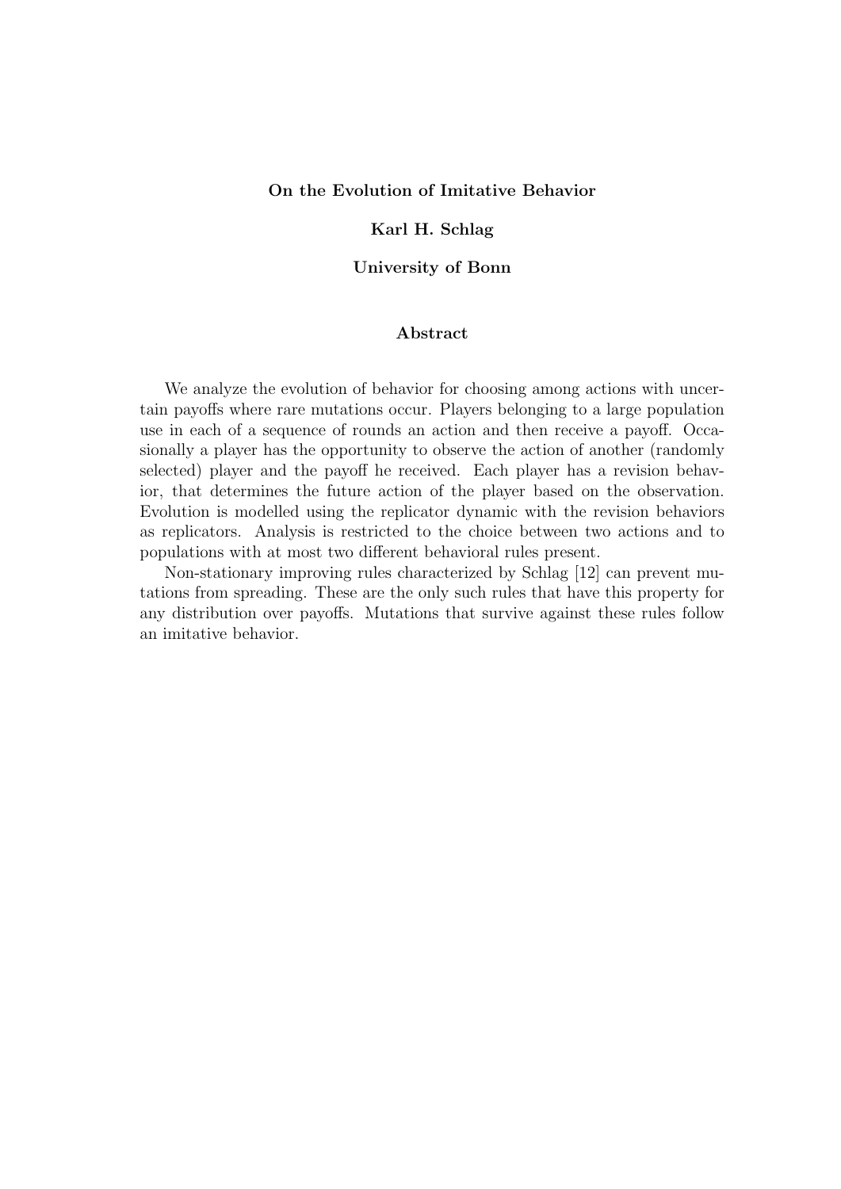**On the Evolution of Imitative Behavior**

**Karl H. Schlag**

**University of Bonn**

**Abstract**

We analyze the evolution of behavior for choosing among actions with uncertain payoffs where rare mutations occur. Players belonging to a large population use in each of a sequence of rounds an action and then receive a payoff. Occasionally a player has the opportunity to observe the action of another (randomly selected) player and the payoff he received. Each player has a revision behavior, that determines the future action of the player based on the observation. Evolution is modelled using the replicator dynamic with the revision behaviors as replicators. Analysis is restricted to the choice between two actions and to populations with at most two different behavioral rules present.

Non-stationary improving rules characterized by Schlag [12] can prevent mutations from spreading. These are the only such rules that have this property for any distribution over payoffs. Mutations that survive against these rules follow an imitative behavior.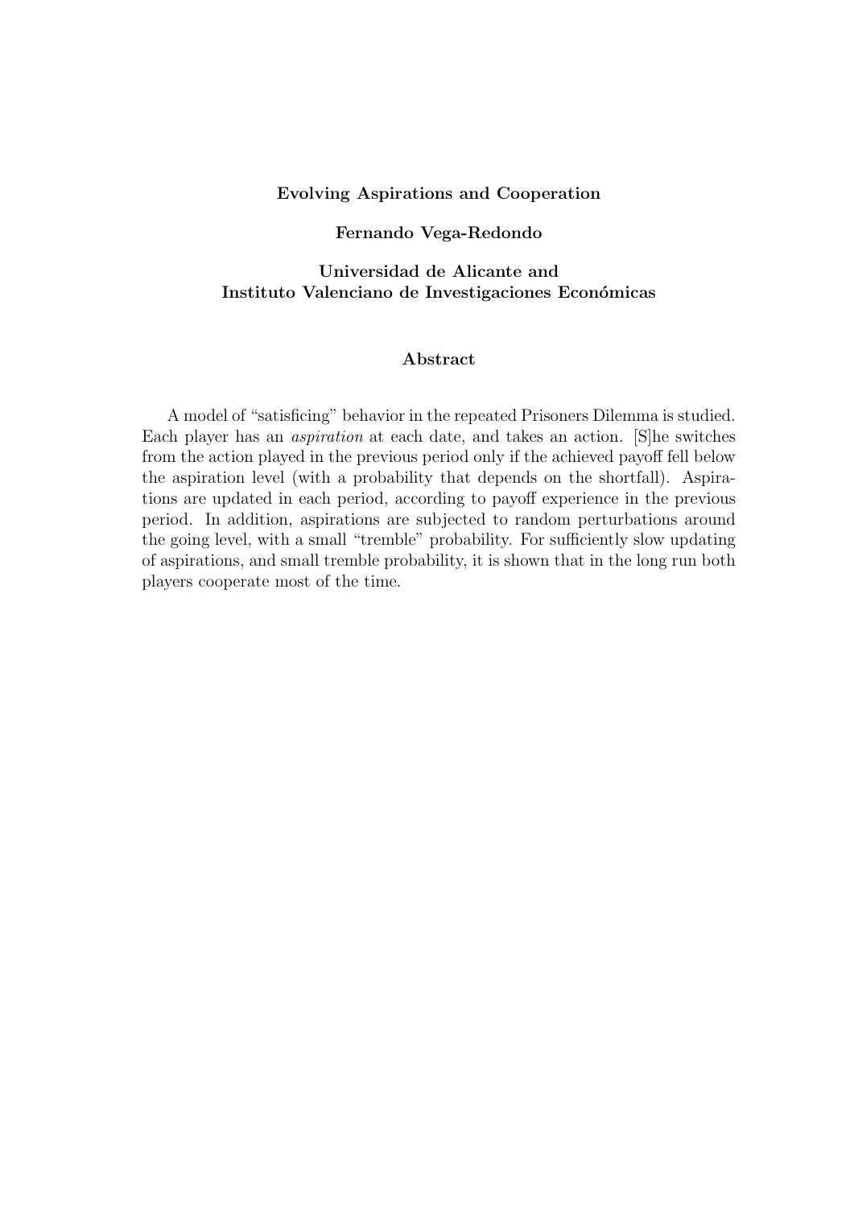**Evolving Aspirations and Cooperation**

**Fernando Vega-Redondo**

**Universidad de Alicante and**
**Instituto Valenciano de Investigaciones Económicas**

**Abstract**

A model of "satisficing" behavior in the repeated Prisoners Dilemma is studied. Each player has an *aspiration* at each date, and takes an action. [S]he switches from the action played in the previous period only if the achieved payoff fell below the aspiration level (with a probability that depends on the shortfall). Aspirations are updated in each period, according to payoff experience in the previous period. In addition, aspirations are subjected to random perturbations around the going level, with a small "tremble" probability. For sufficiently slow updating of aspirations, and small tremble probability, it is shown that in the long run both players cooperate most of the time.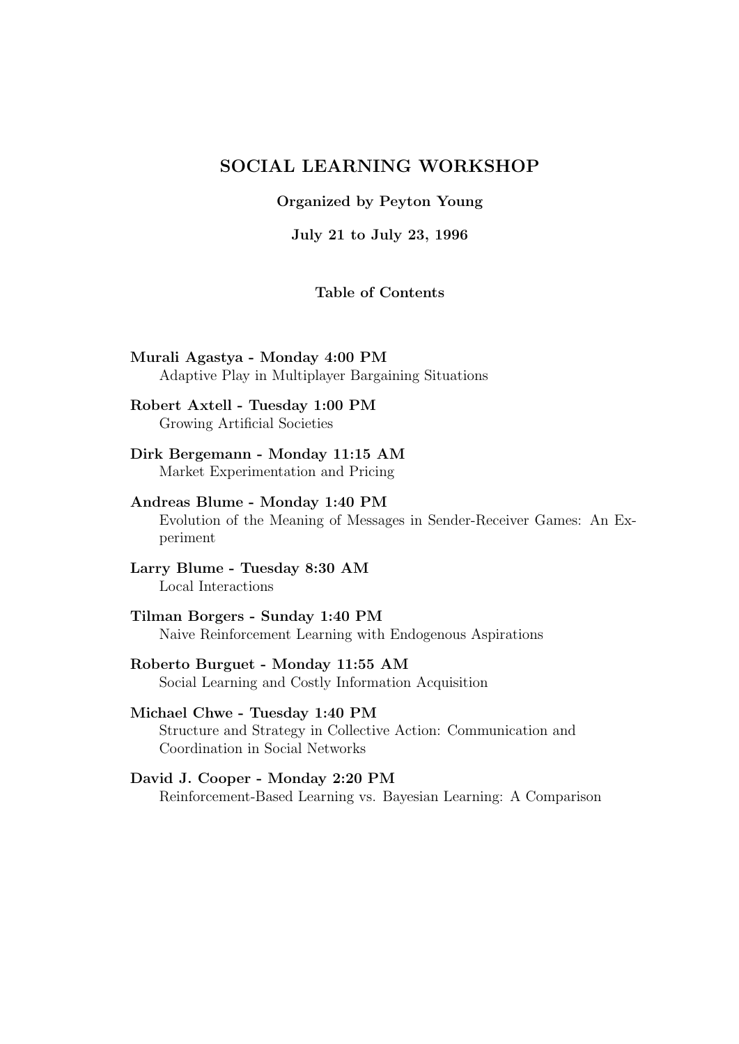## SOCIAL LEARNING WORKSHOP

**Organized by Peyton Young**

**July 21 to July 23, 1996**

**Table of Contents**

**Murali Agastya - Monday 4:00 PM**
Adaptive Play in Multiplayer Bargaining Situations

**Robert Axtell - Tuesday 1:00 PM**
Growing Artificial Societies

**Dirk Bergemann - Monday 11:15 AM**
Market Experimentation and Pricing

**Andreas Blume - Monday 1:40 PM**
Evolution of the Meaning of Messages in Sender-Receiver Games: An Experiment

**Larry Blume - Tuesday 8:30 AM**
Local Interactions

**Tilman Borgers - Sunday 1:40 PM**
Naive Reinforcement Learning with Endogenous Aspirations

**Roberto Burguet - Monday 11:55 AM**
Social Learning and Costly Information Acquisition

**Michael Chwe - Tuesday 1:40 PM**
Structure and Strategy in Collective Action: Communication and Coordination in Social Networks

**David J. Cooper - Monday 2:20 PM**
Reinforcement-Based Learning vs. Bayesian Learning: A Comparison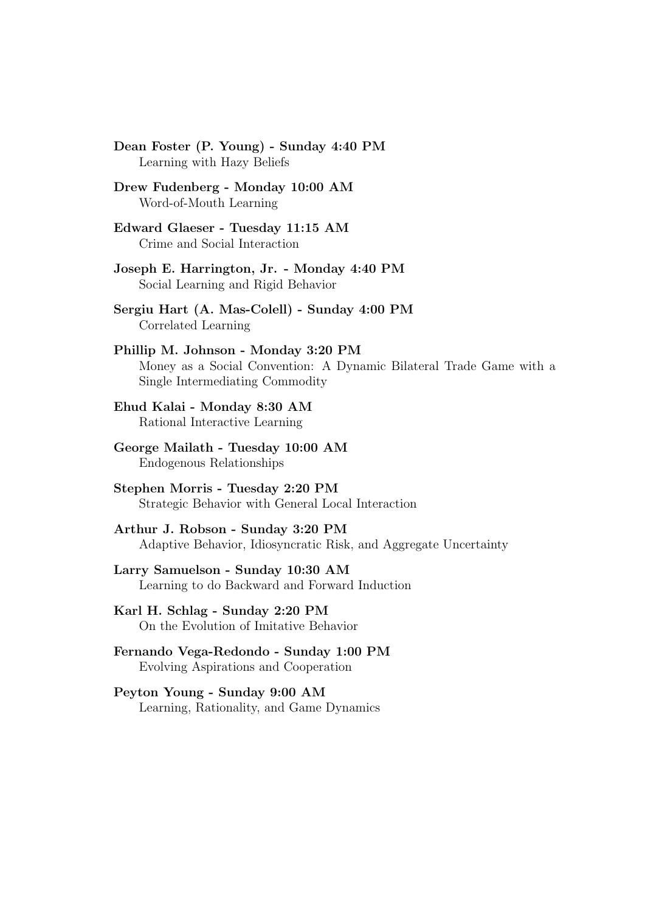**Dean Foster (P. Young) - Sunday 4:40 PM**
Learning with Hazy Beliefs

**Drew Fudenberg - Monday 10:00 AM**
Word-of-Mouth Learning

**Edward Glaeser - Tuesday 11:15 AM**
Crime and Social Interaction

**Joseph E. Harrington, Jr. - Monday 4:40 PM**
Social Learning and Rigid Behavior

**Sergiu Hart (A. Mas-Colell) - Sunday 4:00 PM**
Correlated Learning

**Phillip M. Johnson - Monday 3:20 PM**
Money as a Social Convention: A Dynamic Bilateral Trade Game with a Single Intermediating Commodity

**Ehud Kalai - Monday 8:30 AM**
Rational Interactive Learning

**George Mailath - Tuesday 10:00 AM**
Endogenous Relationships

**Stephen Morris - Tuesday 2:20 PM**
Strategic Behavior with General Local Interaction

**Arthur J. Robson - Sunday 3:20 PM**
Adaptive Behavior, Idiosyncratic Risk, and Aggregate Uncertainty

**Larry Samuelson - Sunday 10:30 AM**
Learning to do Backward and Forward Induction

**Karl H. Schlag - Sunday 2:20 PM**
On the Evolution of Imitative Behavior

**Fernando Vega-Redondo - Sunday 1:00 PM**
Evolving Aspirations and Cooperation

**Peyton Young - Sunday 9:00 AM**
Learning, Rationality, and Game Dynamics